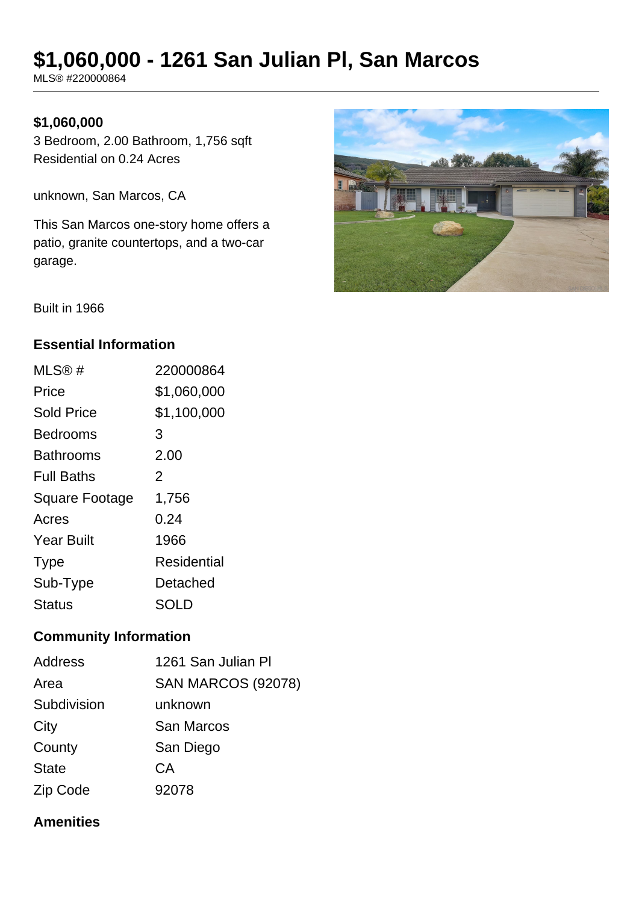# $1,060,000 - 1261 San Julian Pl, San Marcos

MLS® #220000864

**$1,060,000**

3 Bedroom, 2.00 Bathroom, 1,756 sqft
Residential on 0.24 Acres

unknown, San Marcos, CA

This San Marcos one-story home offers a patio, granite countertops, and a two-car garage.

Built in 1966

### Essential Information

| | |
|---|---|
| MLS® # | 220000864 |
| Price | $1,060,000 |
| Sold Price | $1,100,000 |
| Bedrooms | 3 |
| Bathrooms | 2.00 |
| Full Baths | 2 |
| Square Footage | 1,756 |
| Acres | 0.24 |
| Year Built | 1966 |
| Type | Residential |
| Sub-Type | Detached |
| Status | SOLD |

### Community Information

| | |
|---|---|
| Address | 1261 San Julian Pl |
| Area | SAN MARCOS (92078) |
| Subdivision | unknown |
| City | San Marcos |
| County | San Diego |
| State | CA |
| Zip Code | 92078 |

### Amenities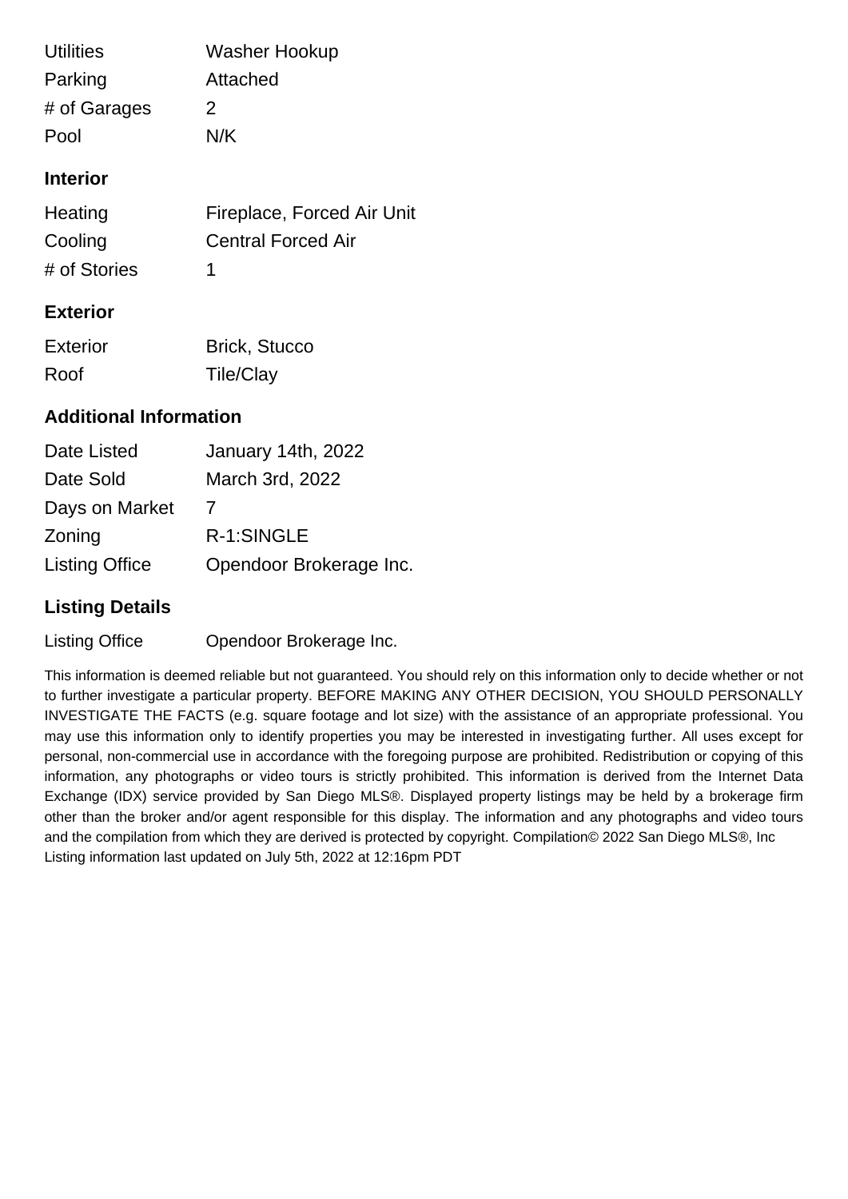| | |
|---|---|
| Utilities | Washer Hookup |
| Parking | Attached |
| # of Garages | 2 |
| Pool | N/K |

### Interior

| | |
|---|---|
| Heating | Fireplace, Forced Air Unit |
| Cooling | Central Forced Air |
| # of Stories | 1 |

### Exterior

| | |
|---|---|
| Exterior | Brick, Stucco |
| Roof | Tile/Clay |

### Additional Information

| | |
|---|---|
| Date Listed | January 14th, 2022 |
| Date Sold | March 3rd, 2022 |
| Days on Market | 7 |
| Zoning | R-1:SINGLE |
| Listing Office | Opendoor Brokerage Inc. |

### Listing Details

| | |
|---|---|
| Listing Office | Opendoor Brokerage Inc. |

This information is deemed reliable but not guaranteed. You should rely on this information only to decide whether or not to further investigate a particular property. BEFORE MAKING ANY OTHER DECISION, YOU SHOULD PERSONALLY INVESTIGATE THE FACTS (e.g. square footage and lot size) with the assistance of an appropriate professional. You may use this information only to identify properties you may be interested in investigating further. All uses except for personal, non-commercial use in accordance with the foregoing purpose are prohibited. Redistribution or copying of this information, any photographs or video tours is strictly prohibited. This information is derived from the Internet Data Exchange (IDX) service provided by San Diego MLS®. Displayed property listings may be held by a brokerage firm other than the broker and/or agent responsible for this display. The information and any photographs and video tours and the compilation from which they are derived is protected by copyright. Compilation© 2022 San Diego MLS®, Inc
Listing information last updated on July 5th, 2022 at 12:16pm PDT